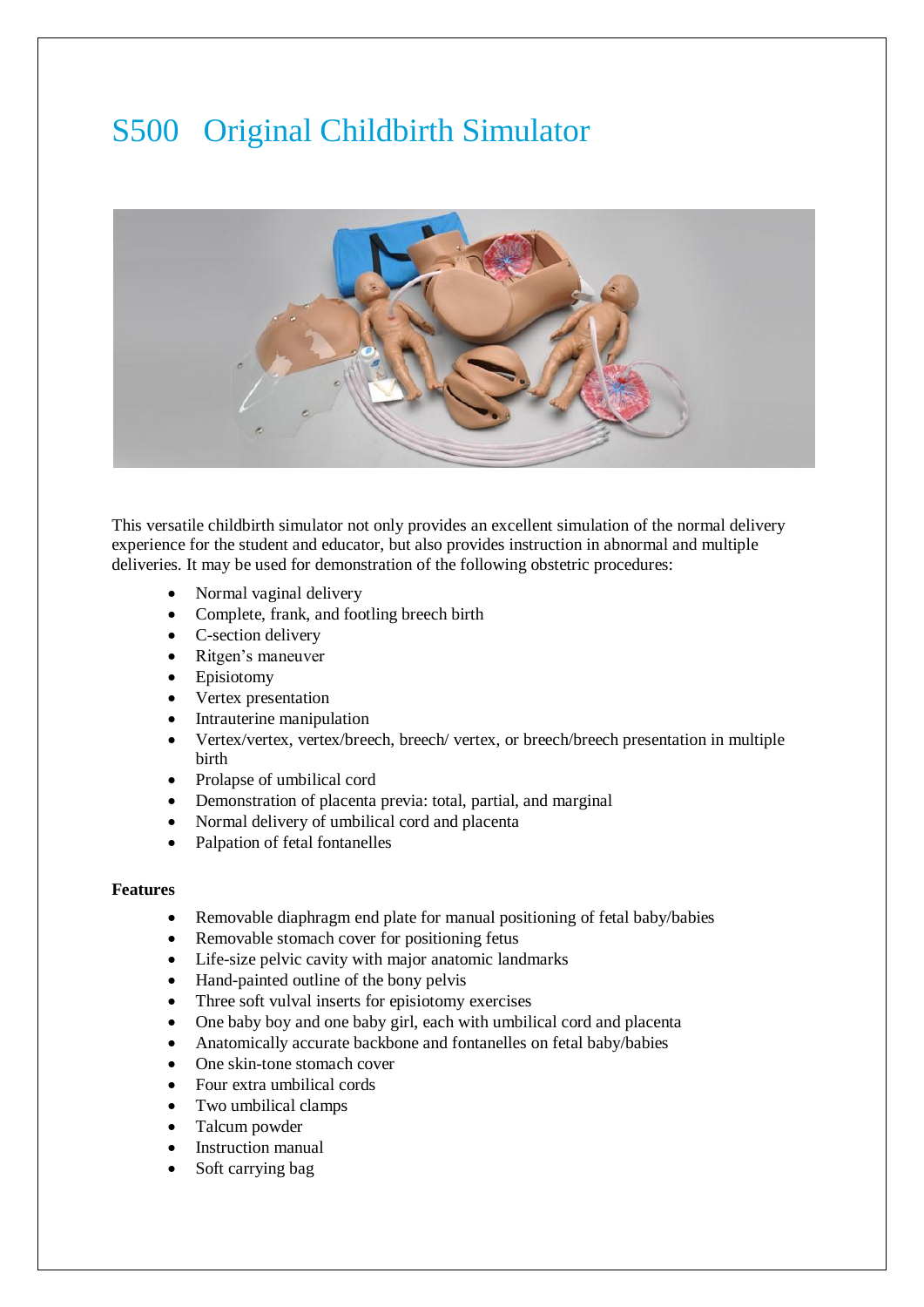# S500 Original Childbirth Simulator

This versatile childbirth simulator not only provides an excellent simulation of the normal delivery experience for the student and educator, but also provides instruction in abnormal and multiple deliveries. It may be used for demonstration of the following obstetric procedures:

- Normal vaginal delivery
- Complete, frank, and footling breech birth
- C-section delivery
- Ritgen's maneuver
- Episiotomy
- Vertex presentation
- Intrauterine manipulation
- Vertex/vertex, vertex/breech, breech/ vertex, or breech/breech presentation in multiple birth
- Prolapse of umbilical cord
- Demonstration of placenta previa: total, partial, and marginal
- Normal delivery of umbilical cord and placenta
- Palpation of fetal fontanelles

**Features**

- Removable diaphragm end plate for manual positioning of fetal baby/babies
- Removable stomach cover for positioning fetus
- Life-size pelvic cavity with major anatomic landmarks
- Hand-painted outline of the bony pelvis
- Three soft vulval inserts for episiotomy exercises
- One baby boy and one baby girl, each with umbilical cord and placenta
- Anatomically accurate backbone and fontanelles on fetal baby/babies
- One skin-tone stomach cover
- Four extra umbilical cords
- Two umbilical clamps
- Talcum powder
- Instruction manual
- Soft carrying bag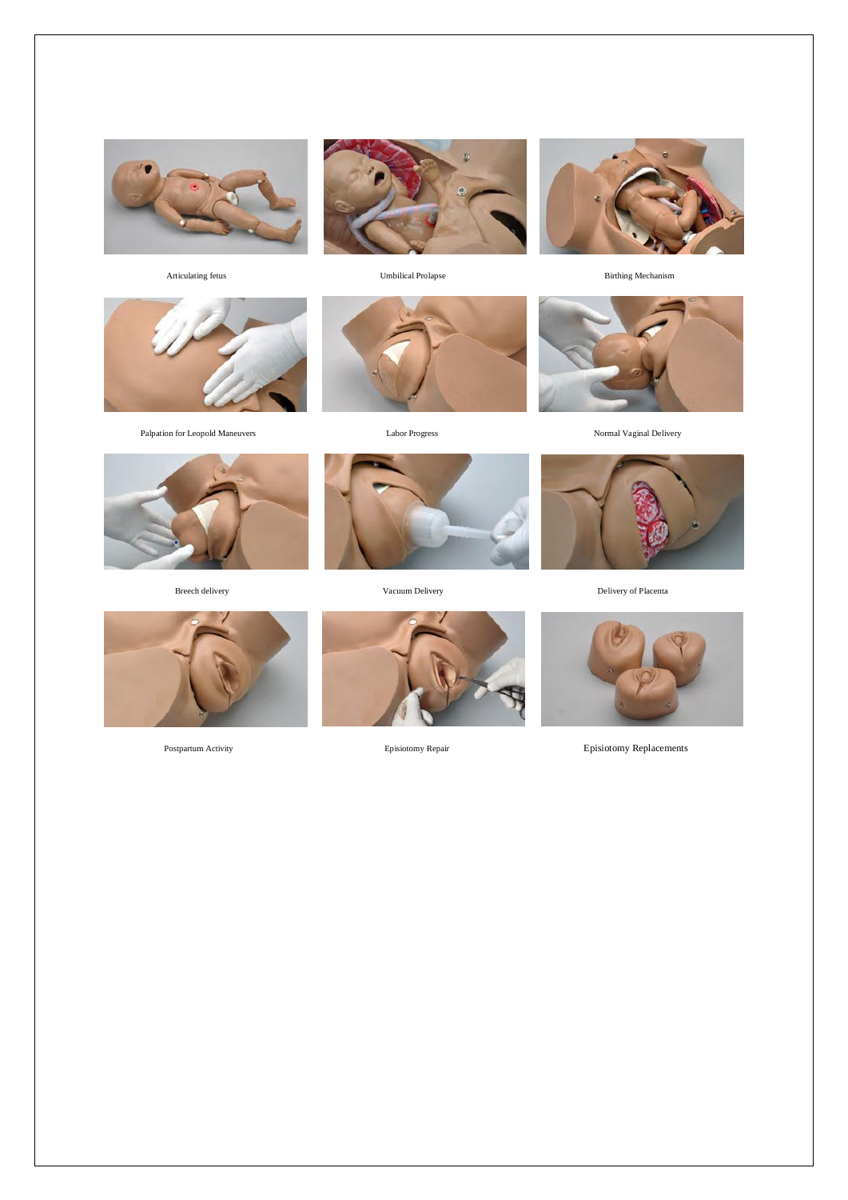Articulating fetus

Umbilical Prolapse

Birthing Mechanism

Palpation for Leopold Maneuvers

Labor Progress

Normal Vaginal Delivery

Breech delivery

Vacuum Delivery

Delivery of Placenta

Postpartum Activity

Episiotomy Repair

Episiotomy Replacements